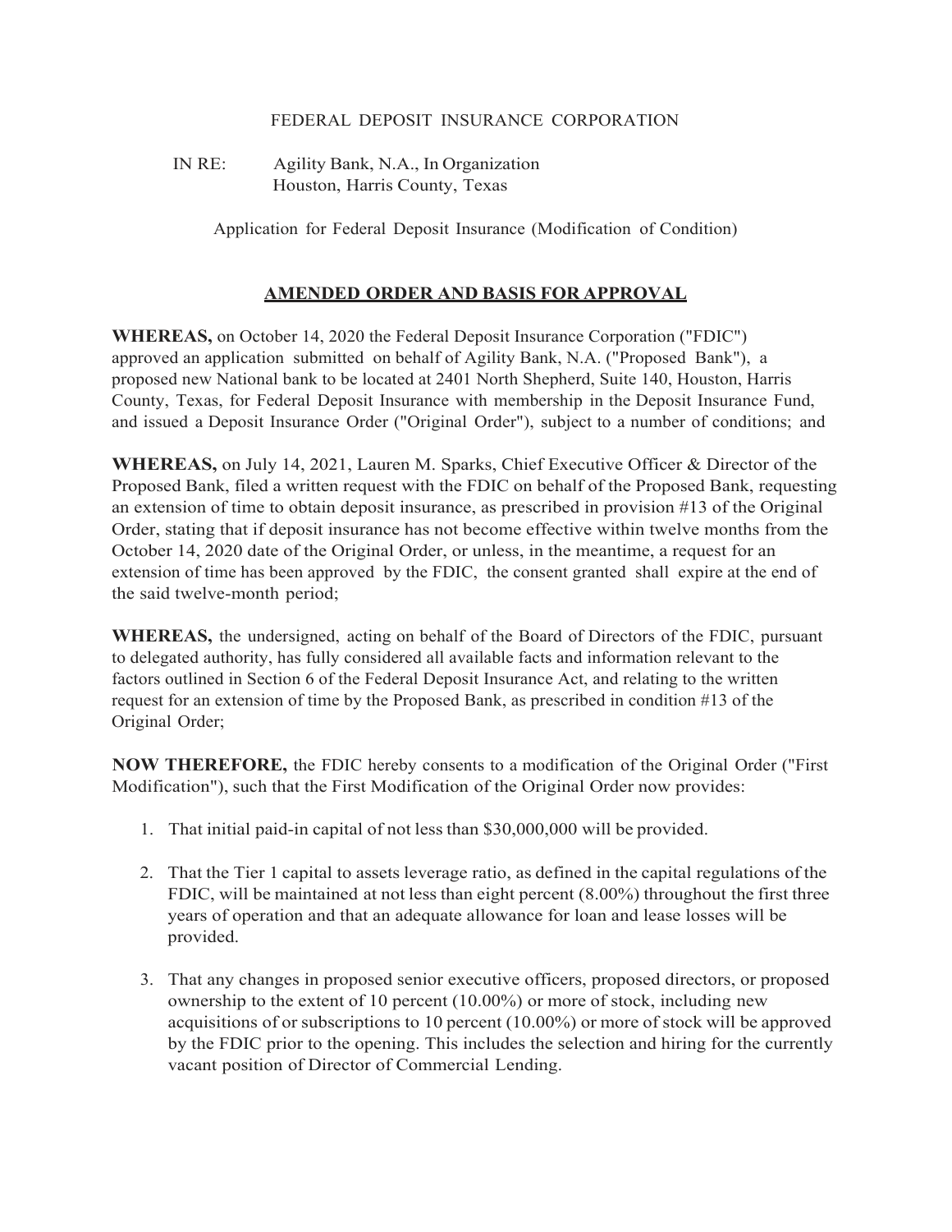FEDERAL DEPOSIT INSURANCE CORPORATION

IN RE: Agility Bank, N.A., In Organization
Houston, Harris County, Texas

Application for Federal Deposit Insurance (Modification of Condition)

## AMENDED ORDER AND BASIS FOR APPROVAL

**WHEREAS,** on October 14, 2020 the Federal Deposit Insurance Corporation ("FDIC") approved an application submitted on behalf of Agility Bank, N.A. ("Proposed Bank"), a proposed new National bank to be located at 2401 North Shepherd, Suite 140, Houston, Harris County, Texas, for Federal Deposit Insurance with membership in the Deposit Insurance Fund, and issued a Deposit Insurance Order ("Original Order"), subject to a number of conditions; and

**WHEREAS,** on July 14, 2021, Lauren M. Sparks, Chief Executive Officer & Director of the Proposed Bank, filed a written request with the FDIC on behalf of the Proposed Bank, requesting an extension of time to obtain deposit insurance, as prescribed in provision #13 of the Original Order, stating that if deposit insurance has not become effective within twelve months from the October 14, 2020 date of the Original Order, or unless, in the meantime, a request for an extension of time has been approved by the FDIC, the consent granted shall expire at the end of the said twelve-month period;

**WHEREAS,** the undersigned, acting on behalf of the Board of Directors of the FDIC, pursuant to delegated authority, has fully considered all available facts and information relevant to the factors outlined in Section 6 of the Federal Deposit Insurance Act, and relating to the written request for an extension of time by the Proposed Bank, as prescribed in condition #13 of the Original Order;

**NOW THEREFORE,** the FDIC hereby consents to a modification of the Original Order ("First Modification"), such that the First Modification of the Original Order now provides:

1. That initial paid-in capital of not less than $30,000,000 will be provided.

2. That the Tier 1 capital to assets leverage ratio, as defined in the capital regulations of the FDIC, will be maintained at not less than eight percent (8.00%) throughout the first three years of operation and that an adequate allowance for loan and lease losses will be provided.

3. That any changes in proposed senior executive officers, proposed directors, or proposed ownership to the extent of 10 percent (10.00%) or more of stock, including new acquisitions of or subscriptions to 10 percent (10.00%) or more of stock will be approved by the FDIC prior to the opening. This includes the selection and hiring for the currently vacant position of Director of Commercial Lending.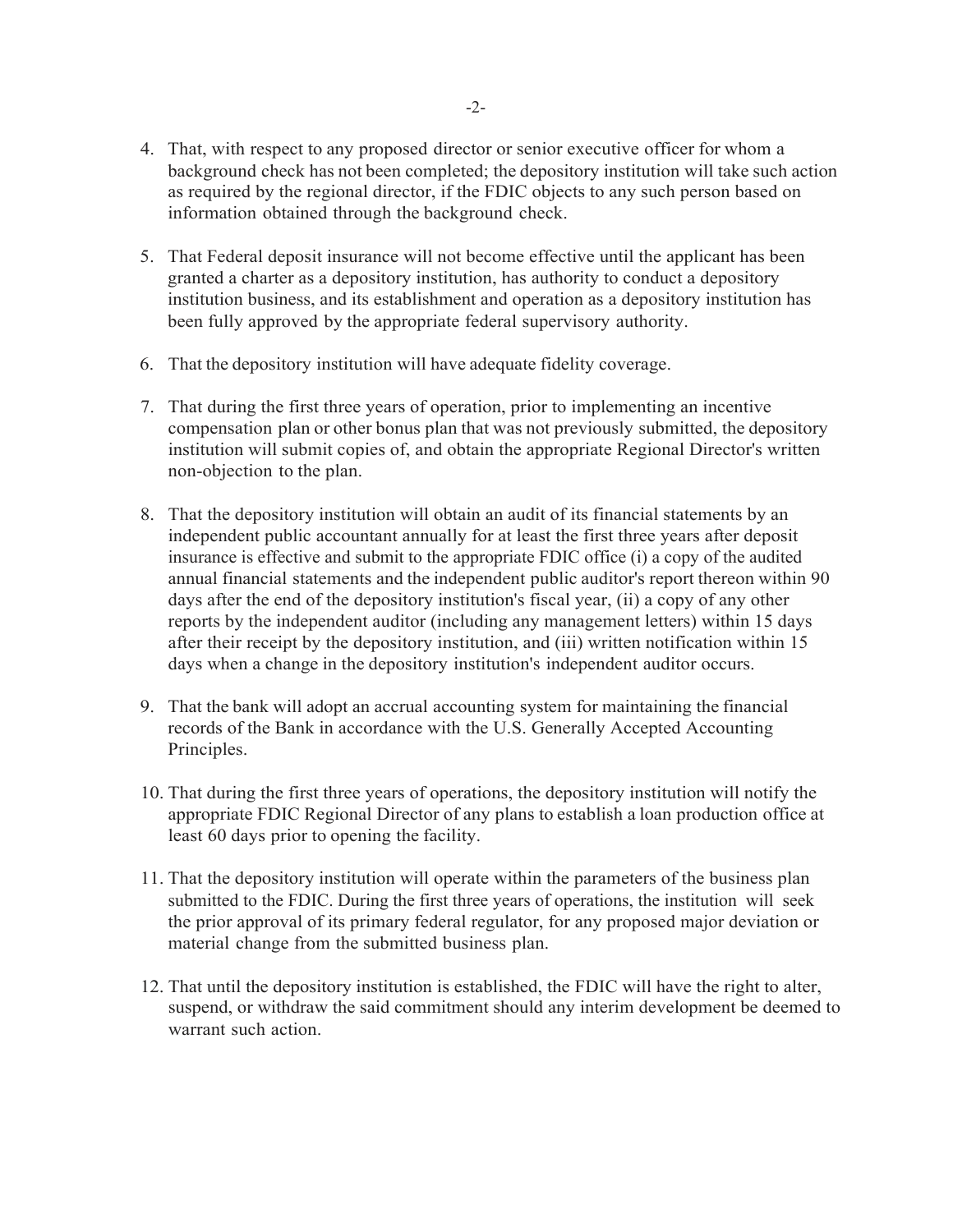4. That, with respect to any proposed director or senior executive officer for whom a background check has not been completed; the depository institution will take such action as required by the regional director, if the FDIC objects to any such person based on information obtained through the background check.

5. That Federal deposit insurance will not become effective until the applicant has been granted a charter as a depository institution, has authority to conduct a depository institution business, and its establishment and operation as a depository institution has been fully approved by the appropriate federal supervisory authority.

6. That the depository institution will have adequate fidelity coverage.

7. That during the first three years of operation, prior to implementing an incentive compensation plan or other bonus plan that was not previously submitted, the depository institution will submit copies of, and obtain the appropriate Regional Director's written non-objection to the plan.

8. That the depository institution will obtain an audit of its financial statements by an independent public accountant annually for at least the first three years after deposit insurance is effective and submit to the appropriate FDIC office (i) a copy of the audited annual financial statements and the independent public auditor's report thereon within 90 days after the end of the depository institution's fiscal year, (ii) a copy of any other reports by the independent auditor (including any management letters) within 15 days after their receipt by the depository institution, and (iii) written notification within 15 days when a change in the depository institution's independent auditor occurs.

9. That the bank will adopt an accrual accounting system for maintaining the financial records of the Bank in accordance with the U.S. Generally Accepted Accounting Principles.

10. That during the first three years of operations, the depository institution will notify the appropriate FDIC Regional Director of any plans to establish a loan production office at least 60 days prior to opening the facility.

11. That the depository institution will operate within the parameters of the business plan submitted to the FDIC. During the first three years of operations, the institution will seek the prior approval of its primary federal regulator, for any proposed major deviation or material change from the submitted business plan.

12. That until the depository institution is established, the FDIC will have the right to alter, suspend, or withdraw the said commitment should any interim development be deemed to warrant such action.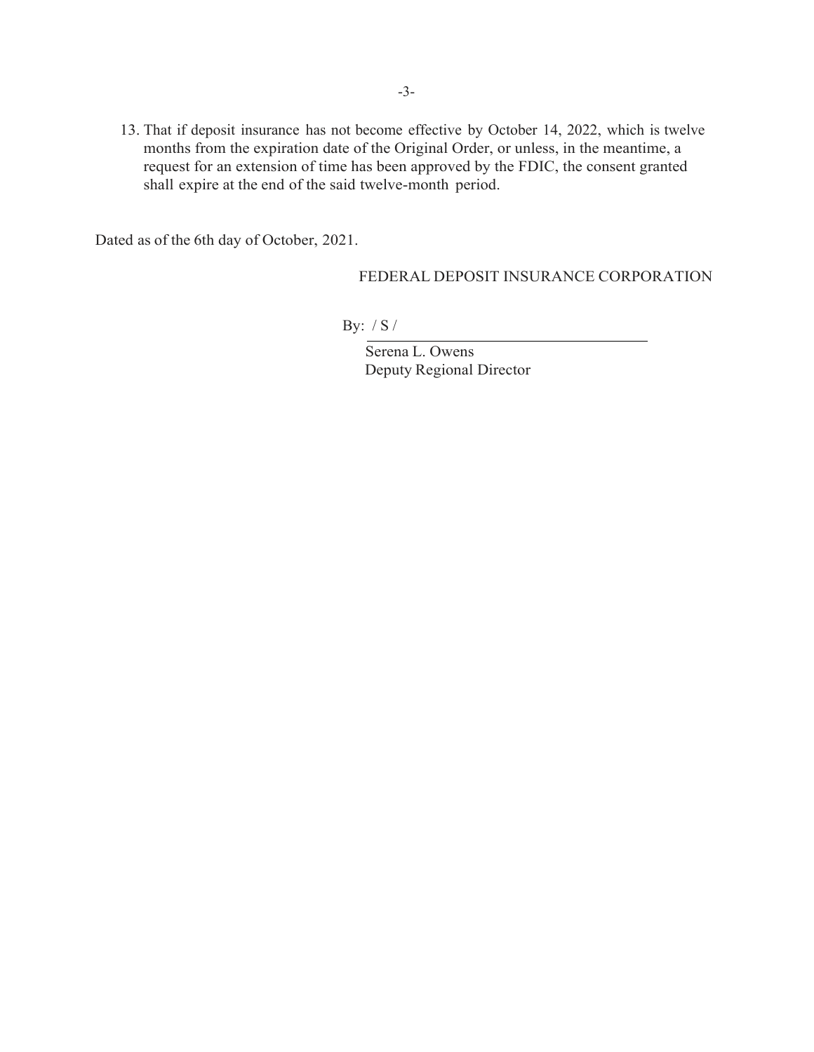13. That if deposit insurance has not become effective by October 14, 2022, which is twelve months from the expiration date of the Original Order, or unless, in the meantime, a request for an extension of time has been approved by the FDIC, the consent granted shall expire at the end of the said twelve-month period.

Dated as of the 6th day of October, 2021.

FEDERAL DEPOSIT INSURANCE CORPORATION

By: / S /

Serena L. Owens
Deputy Regional Director